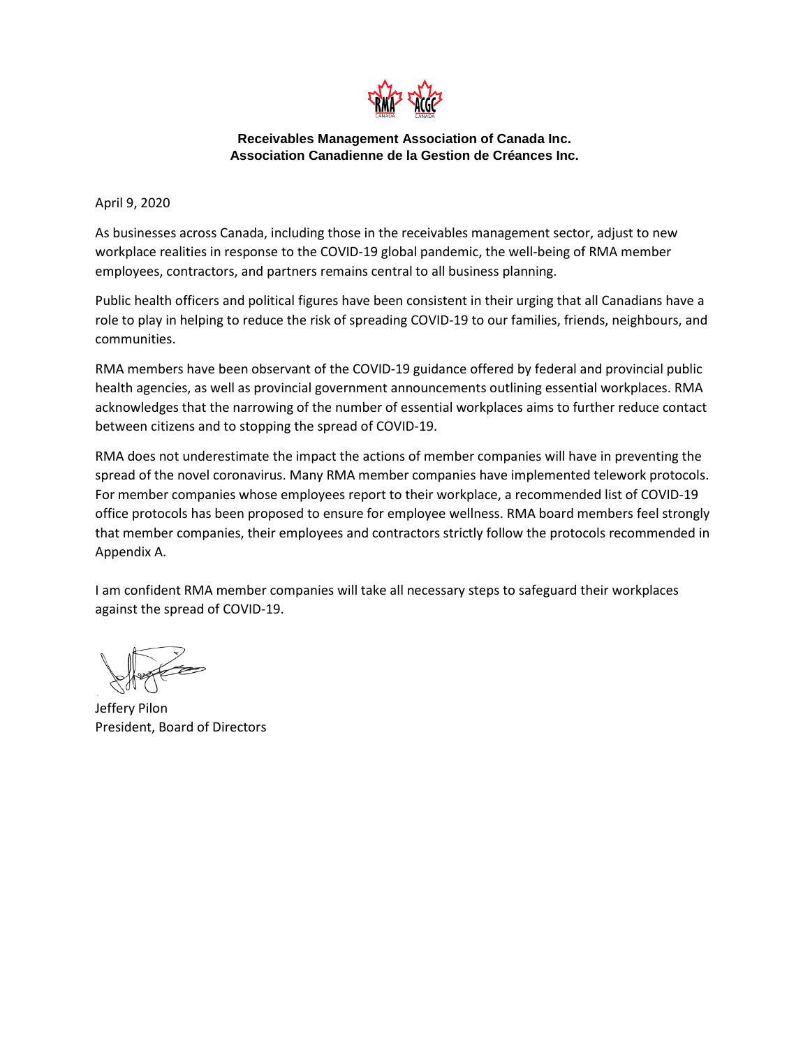**Receivables Management Association of Canada Inc.**
**Association Canadienne de la Gestion de Créances Inc.**

April 9, 2020

As businesses across Canada, including those in the receivables management sector, adjust to new workplace realities in response to the COVID-19 global pandemic, the well-being of RMA member employees, contractors, and partners remains central to all business planning.

Public health officers and political figures have been consistent in their urging that all Canadians have a role to play in helping to reduce the risk of spreading COVID-19 to our families, friends, neighbours, and communities.

RMA members have been observant of the COVID-19 guidance offered by federal and provincial public health agencies, as well as provincial government announcements outlining essential workplaces. RMA acknowledges that the narrowing of the number of essential workplaces aims to further reduce contact between citizens and to stopping the spread of COVID-19.

RMA does not underestimate the impact the actions of member companies will have in preventing the spread of the novel coronavirus. Many RMA member companies have implemented telework protocols. For member companies whose employees report to their workplace, a recommended list of COVID-19 office protocols has been proposed to ensure for employee wellness. RMA board members feel strongly that member companies, their employees and contractors strictly follow the protocols recommended in Appendix A.

I am confident RMA member companies will take all necessary steps to safeguard their workplaces against the spread of COVID-19.

Jeffery Pilon
President, Board of Directors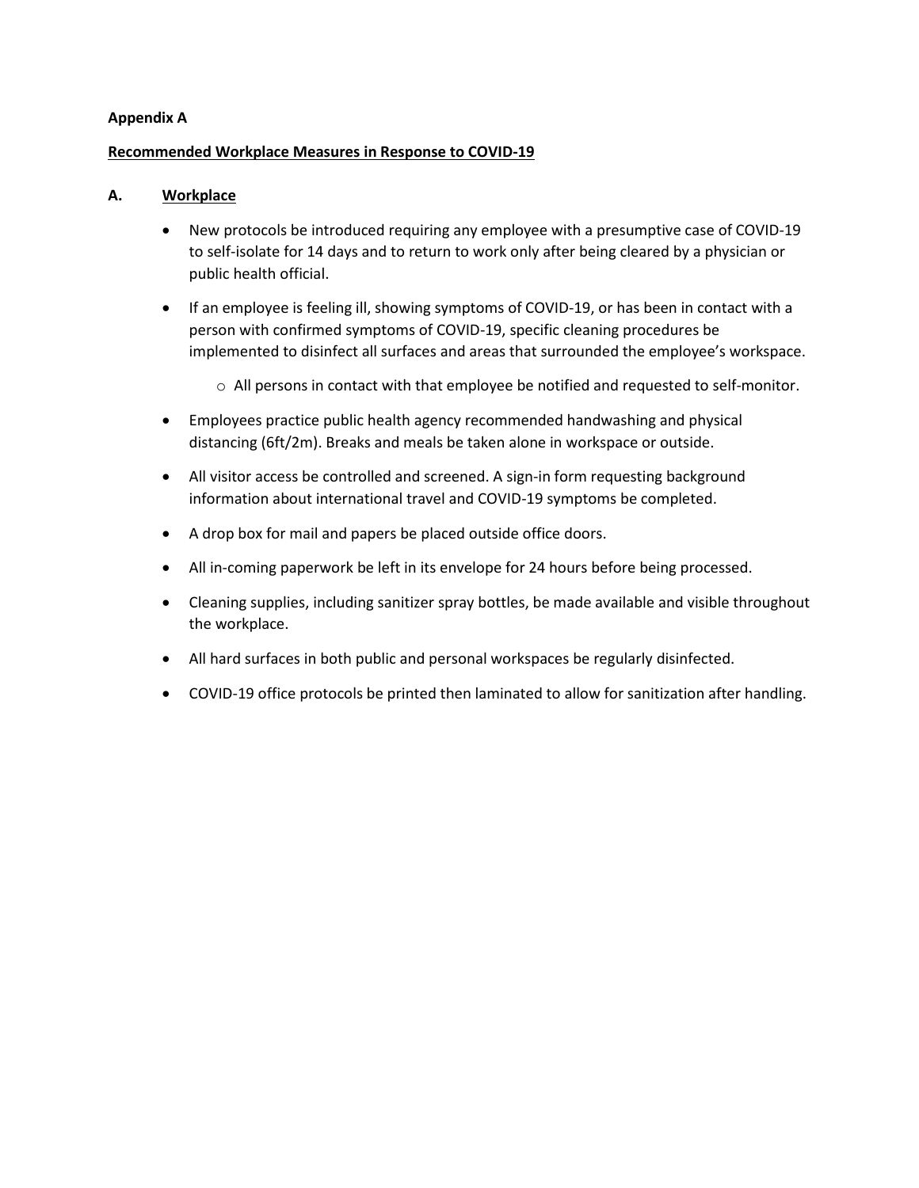**Appendix A**

**Recommended Workplace Measures in Response to COVID-19**

**A. Workplace**

- New protocols be introduced requiring any employee with a presumptive case of COVID-19 to self-isolate for 14 days and to return to work only after being cleared by a physician or public health official.
- If an employee is feeling ill, showing symptoms of COVID-19, or has been in contact with a person with confirmed symptoms of COVID-19, specific cleaning procedures be implemented to disinfect all surfaces and areas that surrounded the employee's workspace.
  - All persons in contact with that employee be notified and requested to self-monitor.
- Employees practice public health agency recommended handwashing and physical distancing (6ft/2m). Breaks and meals be taken alone in workspace or outside.
- All visitor access be controlled and screened. A sign-in form requesting background information about international travel and COVID-19 symptoms be completed.
- A drop box for mail and papers be placed outside office doors.
- All in-coming paperwork be left in its envelope for 24 hours before being processed.
- Cleaning supplies, including sanitizer spray bottles, be made available and visible throughout the workplace.
- All hard surfaces in both public and personal workspaces be regularly disinfected.
- COVID-19 office protocols be printed then laminated to allow for sanitization after handling.